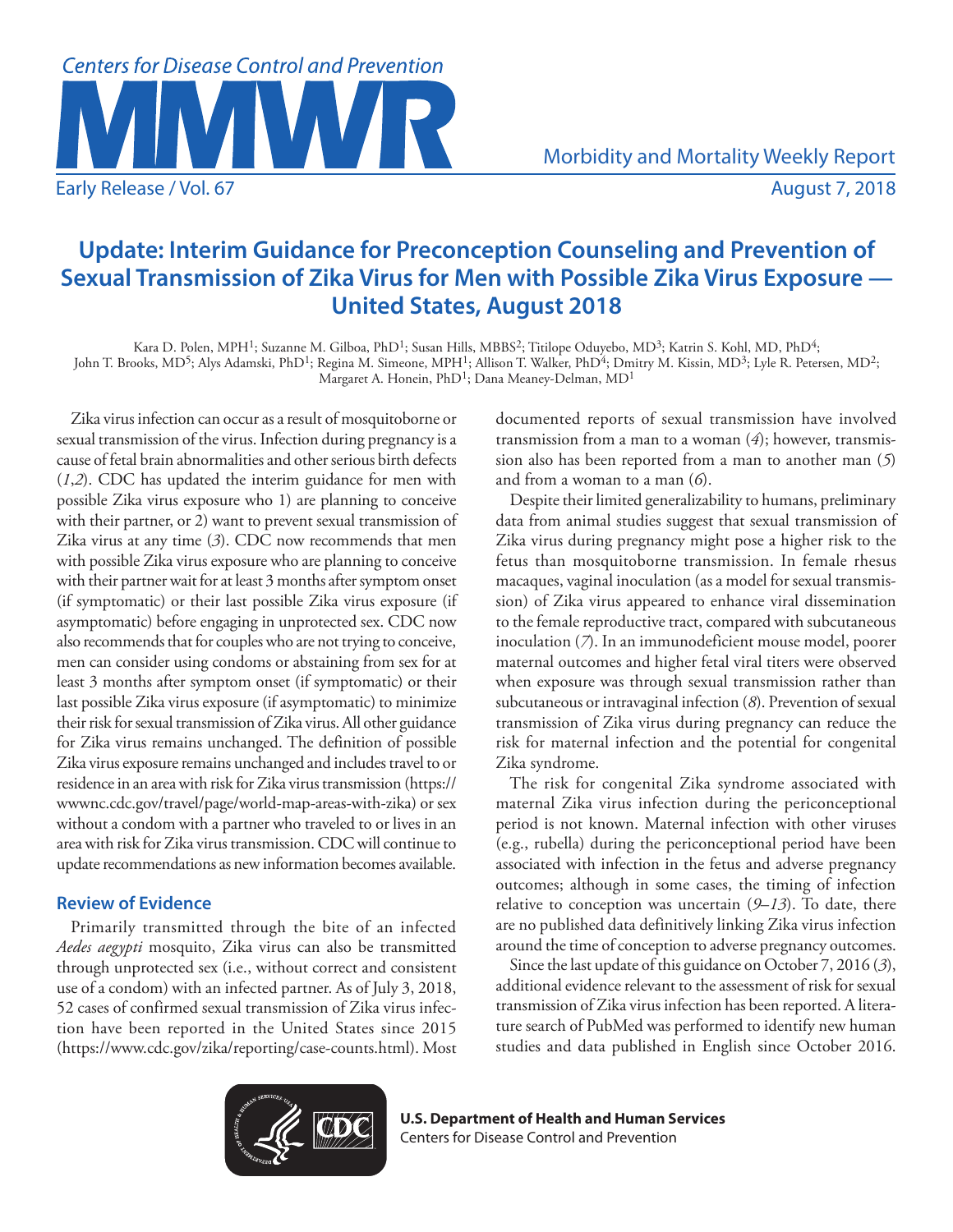# Update: Interim Guidance for Preconception Counseling and Prevention of Sexual Transmission of Zika Virus for Men with Possible Zika Virus Exposure — United States, August 2018

Kara D. Polen, MPH[1]; Suzanne M. Gilboa, PhD[1]; Susan Hills, MBBS[2]; Titilope Oduyebo, MD[3]; Katrin S. Kohl, MD, PhD[4]; John T. Brooks, MD[5]; Alys Adamski, PhD[1]; Regina M. Simeone, MPH[1]; Allison T. Walker, PhD[4]; Dmitry M. Kissin, MD[3]; Lyle R. Petersen, MD[2]; Margaret A. Honein, PhD[1]; Dana Meaney-Delman, MD[1]

Zika virus infection can occur as a result of mosquitoborne or sexual transmission of the virus. Infection during pregnancy is a cause of fetal brain abnormalities and other serious birth defects (*1*,*2*). CDC has updated the interim guidance for men with possible Zika virus exposure who 1) are planning to conceive with their partner, or 2) want to prevent sexual transmission of Zika virus at any time (*3*). CDC now recommends that men with possible Zika virus exposure who are planning to conceive with their partner wait for at least 3 months after symptom onset (if symptomatic) or their last possible Zika virus exposure (if asymptomatic) before engaging in unprotected sex. CDC now also recommends that for couples who are not trying to conceive, men can consider using condoms or abstaining from sex for at least 3 months after symptom onset (if symptomatic) or their last possible Zika virus exposure (if asymptomatic) to minimize their risk for sexual transmission of Zika virus. All other guidance for Zika virus remains unchanged. The definition of possible Zika virus exposure remains unchanged and includes travel to or residence in an area with risk for Zika virus transmission (https://wwwnc.cdc.gov/travel/page/world-map-areas-with-zika) or sex without a condom with a partner who traveled to or lives in an area with risk for Zika virus transmission. CDC will continue to update recommendations as new information becomes available.

## Review of Evidence

Primarily transmitted through the bite of an infected *Aedes aegypti* mosquito, Zika virus can also be transmitted through unprotected sex (i.e., without correct and consistent use of a condom) with an infected partner. As of July 3, 2018, 52 cases of confirmed sexual transmission of Zika virus infection have been reported in the United States since 2015 (https://www.cdc.gov/zika/reporting/case-counts.html). Most documented reports of sexual transmission have involved transmission from a man to a woman (*4*); however, transmission also has been reported from a man to another man (*5*) and from a woman to a man (*6*).

Despite their limited generalizability to humans, preliminary data from animal studies suggest that sexual transmission of Zika virus during pregnancy might pose a higher risk to the fetus than mosquitoborne transmission. In female rhesus macaques, vaginal inoculation (as a model for sexual transmission) of Zika virus appeared to enhance viral dissemination to the female reproductive tract, compared with subcutaneous inoculation (*7*). In an immunodeficient mouse model, poorer maternal outcomes and higher fetal viral titers were observed when exposure was through sexual transmission rather than subcutaneous or intravaginal infection (*8*). Prevention of sexual transmission of Zika virus during pregnancy can reduce the risk for maternal infection and the potential for congenital Zika syndrome.

The risk for congenital Zika syndrome associated with maternal Zika virus infection during the periconceptional period is not known. Maternal infection with other viruses (e.g., rubella) during the periconceptional period have been associated with infection in the fetus and adverse pregnancy outcomes; although in some cases, the timing of infection relative to conception was uncertain (*9*–*13*). To date, there are no published data definitively linking Zika virus infection around the time of conception to adverse pregnancy outcomes.

Since the last update of this guidance on October 7, 2016 (*3*), additional evidence relevant to the assessment of risk for sexual transmission of Zika virus infection has been reported. A literature search of PubMed was performed to identify new human studies and data published in English since October 2016.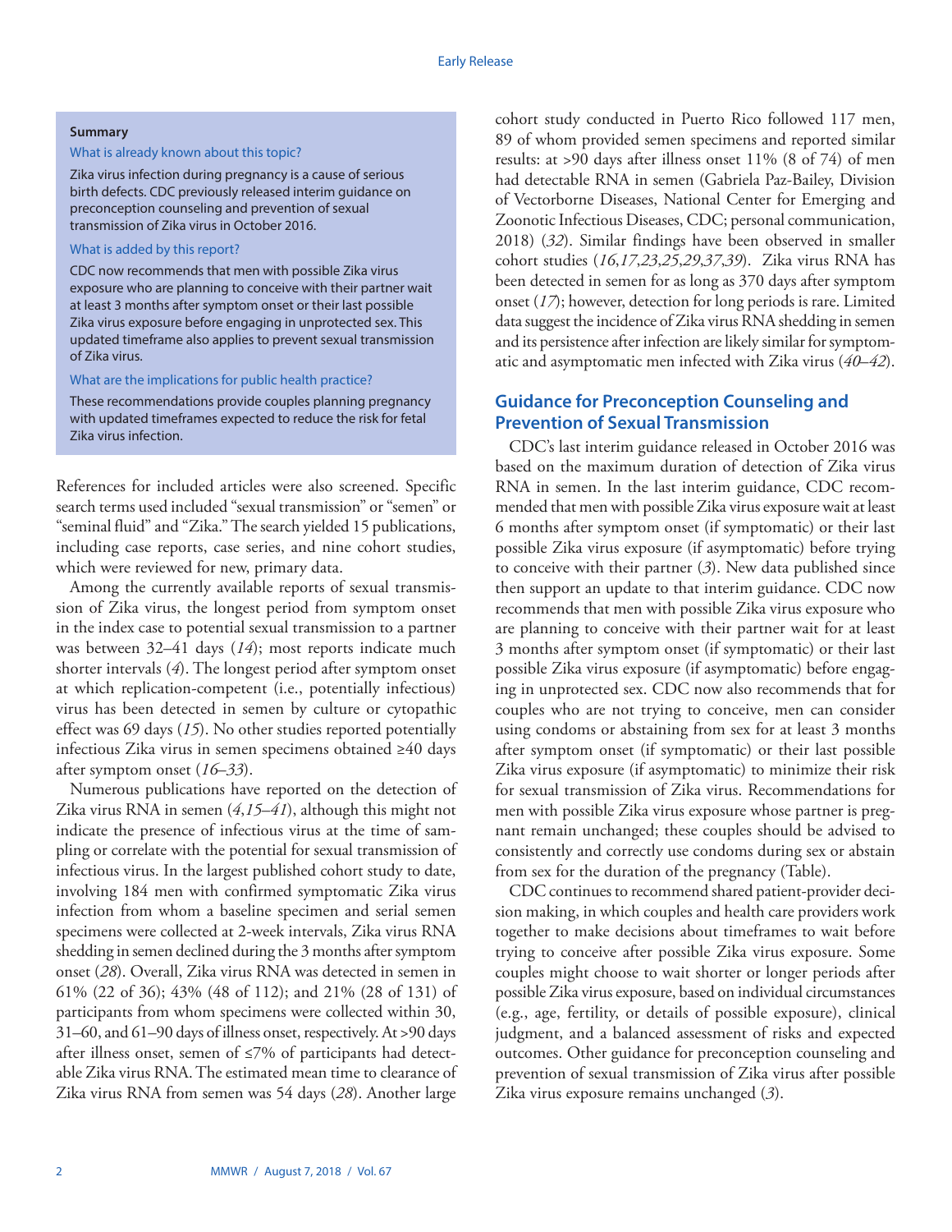**Summary**

What is already known about this topic?

Zika virus infection during pregnancy is a cause of serious birth defects. CDC previously released interim guidance on preconception counseling and prevention of sexual transmission of Zika virus in October 2016.

What is added by this report?

CDC now recommends that men with possible Zika virus exposure who are planning to conceive with their partner wait at least 3 months after symptom onset or their last possible Zika virus exposure before engaging in unprotected sex. This updated timeframe also applies to prevent sexual transmission of Zika virus.

What are the implications for public health practice?

These recommendations provide couples planning pregnancy with updated timeframes expected to reduce the risk for fetal Zika virus infection.

References for included articles were also screened. Specific search terms used included "sexual transmission" or "semen" or "seminal fluid" and "Zika." The search yielded 15 publications, including case reports, case series, and nine cohort studies, which were reviewed for new, primary data.

Among the currently available reports of sexual transmission of Zika virus, the longest period from symptom onset in the index case to potential sexual transmission to a partner was between 32–41 days (*14*); most reports indicate much shorter intervals (*4*). The longest period after symptom onset at which replication-competent (i.e., potentially infectious) virus has been detected in semen by culture or cytopathic effect was 69 days (*15*). No other studies reported potentially infectious Zika virus in semen specimens obtained ≥40 days after symptom onset (*16*–*33*).

Numerous publications have reported on the detection of Zika virus RNA in semen (*4*,*15*–*41*), although this might not indicate the presence of infectious virus at the time of sampling or correlate with the potential for sexual transmission of infectious virus. In the largest published cohort study to date, involving 184 men with confirmed symptomatic Zika virus infection from whom a baseline specimen and serial semen specimens were collected at 2-week intervals, Zika virus RNA shedding in semen declined during the 3 months after symptom onset (*28*). Overall, Zika virus RNA was detected in semen in 61% (22 of 36); 43% (48 of 112); and 21% (28 of 131) of participants from whom specimens were collected within 30, 31–60, and 61–90 days of illness onset, respectively. At >90 days after illness onset, semen of ≤7% of participants had detectable Zika virus RNA. The estimated mean time to clearance of Zika virus RNA from semen was 54 days (*28*). Another large cohort study conducted in Puerto Rico followed 117 men, 89 of whom provided semen specimens and reported similar results: at >90 days after illness onset 11% (8 of 74) of men had detectable RNA in semen (Gabriela Paz-Bailey, Division of Vectorborne Diseases, National Center for Emerging and Zoonotic Infectious Diseases, CDC; personal communication, 2018) (*32*). Similar findings have been observed in smaller cohort studies (*16*,*17*,*23*,*25*,*29*,*37*,*39*). Zika virus RNA has been detected in semen for as long as 370 days after symptom onset (*17*); however, detection for long periods is rare. Limited data suggest the incidence of Zika virus RNA shedding in semen and its persistence after infection are likely similar for symptomatic and asymptomatic men infected with Zika virus (*40*–*42*).

## Guidance for Preconception Counseling and Prevention of Sexual Transmission

CDC's last interim guidance released in October 2016 was based on the maximum duration of detection of Zika virus RNA in semen. In the last interim guidance, CDC recommended that men with possible Zika virus exposure wait at least 6 months after symptom onset (if symptomatic) or their last possible Zika virus exposure (if asymptomatic) before trying to conceive with their partner (*3*). New data published since then support an update to that interim guidance. CDC now recommends that men with possible Zika virus exposure who are planning to conceive with their partner wait for at least 3 months after symptom onset (if symptomatic) or their last possible Zika virus exposure (if asymptomatic) before engaging in unprotected sex. CDC now also recommends that for couples who are not trying to conceive, men can consider using condoms or abstaining from sex for at least 3 months after symptom onset (if symptomatic) or their last possible Zika virus exposure (if asymptomatic) to minimize their risk for sexual transmission of Zika virus. Recommendations for men with possible Zika virus exposure whose partner is pregnant remain unchanged; these couples should be advised to consistently and correctly use condoms during sex or abstain from sex for the duration of the pregnancy (Table).

CDC continues to recommend shared patient-provider decision making, in which couples and health care providers work together to make decisions about timeframes to wait before trying to conceive after possible Zika virus exposure. Some couples might choose to wait shorter or longer periods after possible Zika virus exposure, based on individual circumstances (e.g., age, fertility, or details of possible exposure), clinical judgment, and a balanced assessment of risks and expected outcomes. Other guidance for preconception counseling and prevention of sexual transmission of Zika virus after possible Zika virus exposure remains unchanged (*3*).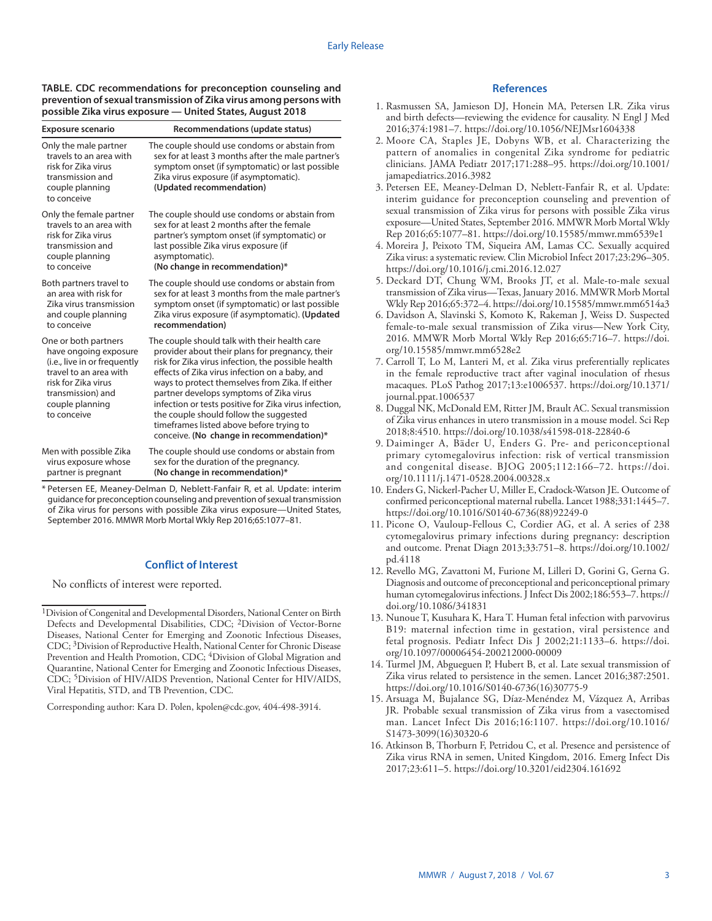**TABLE. CDC recommendations for preconception counseling and prevention of sexual transmission of Zika virus among persons with possible Zika virus exposure — United States, August 2018**

| Exposure scenario | Recommendations (update status) |
|---|---|
| Only the male partner travels to an area with risk for Zika virus transmission and couple planning to conceive | The couple should use condoms or abstain from sex for at least 3 months after the male partner's symptom onset (if symptomatic) or last possible Zika virus exposure (if asymptomatic). **(Updated recommendation)** |
| Only the female partner travels to an area with risk for Zika virus transmission and couple planning to conceive | The couple should use condoms or abstain from sex for at least 2 months after the female partner's symptom onset (if symptomatic) or last possible Zika virus exposure (if asymptomatic). **(No change in recommendation)*** |
| Both partners travel to an area with risk for Zika virus transmission and couple planning to conceive | The couple should use condoms or abstain from sex for at least 3 months from the male partner's symptom onset (if symptomatic) or last possible Zika virus exposure (if asymptomatic). **(Updated recommendation)** |
| One or both partners have ongoing exposure (i.e., live in or frequently travel to an area with risk for Zika virus transmission) and couple planning to conceive | The couple should talk with their health care provider about their plans for pregnancy, their risk for Zika virus infection, the possible health effects of Zika virus infection on a baby, and ways to protect themselves from Zika. If either partner develops symptoms of Zika virus infection or tests positive for Zika virus infection, the couple should follow the suggested timeframes listed above before trying to conceive. **(No change in recommendation)*** |
| Men with possible Zika virus exposure whose partner is pregnant | The couple should use condoms or abstain from sex for the duration of the pregnancy. **(No change in recommendation)*** |

* Petersen EE, Meaney-Delman D, Neblett-Fanfair R, et al. Update: interim guidance for preconception counseling and prevention of sexual transmission of Zika virus for persons with possible Zika virus exposure—United States, September 2016. MMWR Morb Mortal Wkly Rep 2016;65:1077–81.

## Conflict of Interest

No conflicts of interest were reported.

---

[1]Division of Congenital and Developmental Disorders, National Center on Birth Defects and Developmental Disabilities, CDC; [2]Division of Vector-Borne Diseases, National Center for Emerging and Zoonotic Infectious Diseases, CDC; [3]Division of Reproductive Health, National Center for Chronic Disease Prevention and Health Promotion, CDC; [4]Division of Global Migration and Quarantine, National Center for Emerging and Zoonotic Infectious Diseases, CDC; [5]Division of HIV/AIDS Prevention, National Center for HIV/AIDS, Viral Hepatitis, STD, and TB Prevention, CDC.

Corresponding author: Kara D. Polen, kpolen@cdc.gov, 404-498-3914.

## References

1. Rasmussen SA, Jamieson DJ, Honein MA, Petersen LR. Zika virus and birth defects—reviewing the evidence for causality. N Engl J Med 2016;374:1981–7. https://doi.org/10.1056/NEJMsr1604338
2. Moore CA, Staples JE, Dobyns WB, et al. Characterizing the pattern of anomalies in congenital Zika syndrome for pediatric clinicians. JAMA Pediatr 2017;171:288–95. https://doi.org/10.1001/jamapediatrics.2016.3982
3. Petersen EE, Meaney-Delman D, Neblett-Fanfair R, et al. Update: interim guidance for preconception counseling and prevention of sexual transmission of Zika virus for persons with possible Zika virus exposure—United States, September 2016. MMWR Morb Mortal Wkly Rep 2016;65:1077–81. https://doi.org/10.15585/mmwr.mm6539e1
4. Moreira J, Peixoto TM, Siqueira AM, Lamas CC. Sexually acquired Zika virus: a systematic review. Clin Microbiol Infect 2017;23:296–305. https://doi.org/10.1016/j.cmi.2016.12.027
5. Deckard DT, Chung WM, Brooks JT, et al. Male-to-male sexual transmission of Zika virus—Texas, January 2016. MMWR Morb Mortal Wkly Rep 2016;65:372–4. https://doi.org/10.15585/mmwr.mm6514a3
6. Davidson A, Slavinski S, Komoto K, Rakeman J, Weiss D. Suspected female-to-male sexual transmission of Zika virus—New York City, 2016. MMWR Morb Mortal Wkly Rep 2016;65:716–7. https://doi.org/10.15585/mmwr.mm6528e2
7. Carroll T, Lo M, Lanteri M, et al. Zika virus preferentially replicates in the female reproductive tract after vaginal inoculation of rhesus macaques. PLoS Pathog 2017;13:e1006537. https://doi.org/10.1371/journal.ppat.1006537
8. Duggal NK, McDonald EM, Ritter JM, Brault AC. Sexual transmission of Zika virus enhances in utero transmission in a mouse model. Sci Rep 2018;8:4510. https://doi.org/10.1038/s41598-018-22840-6
9. Daiminger A, Bäder U, Enders G. Pre- and periconceptional primary cytomegalovirus infection: risk of vertical transmission and congenital disease. BJOG 2005;112:166–72. https://doi.org/10.1111/j.1471-0528.2004.00328.x
10. Enders G, Nickerl-Pacher U, Miller E, Cradock-Watson JE. Outcome of confirmed periconceptional maternal rubella. Lancet 1988;331:1445–7. https://doi.org/10.1016/S0140-6736(88)92249-0
11. Picone O, Vauloup-Fellous C, Cordier AG, et al. A series of 238 cytomegalovirus primary infections during pregnancy: description and outcome. Prenat Diagn 2013;33:751–8. https://doi.org/10.1002/pd.4118
12. Revello MG, Zavattoni M, Furione M, Lilleri D, Gorini G, Gerna G. Diagnosis and outcome of preconceptional and periconceptional primary human cytomegalovirus infections. J Infect Dis 2002;186:553–7. https://doi.org/10.1086/341831
13. Nunoue T, Kusuhara K, Hara T. Human fetal infection with parvovirus B19: maternal infection time in gestation, viral persistence and fetal prognosis. Pediatr Infect Dis J 2002;21:1133–6. https://doi.org/10.1097/00006454-200212000-00009
14. Turmel JM, Abgueguen P, Hubert B, et al. Late sexual transmission of Zika virus related to persistence in the semen. Lancet 2016;387:2501. https://doi.org/10.1016/S0140-6736(16)30775-9
15. Arsuaga M, Bujalance SG, Díaz-Menéndez M, Vázquez A, Arribas JR. Probable sexual transmission of Zika virus from a vasectomised man. Lancet Infect Dis 2016;16:1107. https://doi.org/10.1016/S1473-3099(16)30320-6
16. Atkinson B, Thorburn F, Petridou C, et al. Presence and persistence of Zika virus RNA in semen, United Kingdom, 2016. Emerg Infect Dis 2017;23:611–5. https://doi.org/10.3201/eid2304.161692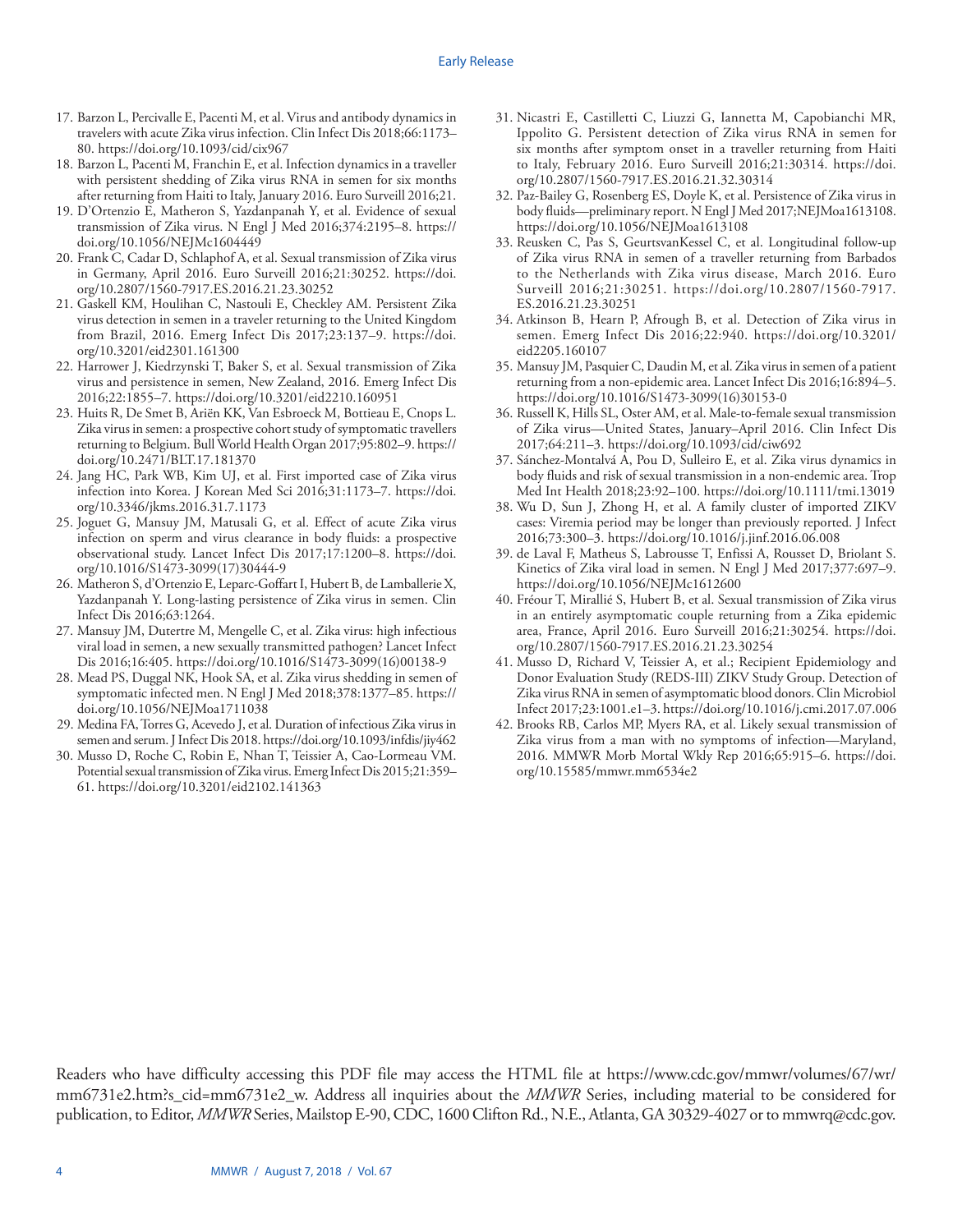17. Barzon L, Percivalle E, Pacenti M, et al. Virus and antibody dynamics in travelers with acute Zika virus infection. Clin Infect Dis 2018;66:1173–80. https://doi.org/10.1093/cid/cix967
18. Barzon L, Pacenti M, Franchin E, et al. Infection dynamics in a traveller with persistent shedding of Zika virus RNA in semen for six months after returning from Haiti to Italy, January 2016. Euro Surveill 2016;21.
19. D'Ortenzio E, Matheron S, Yazdanpanah Y, et al. Evidence of sexual transmission of Zika virus. N Engl J Med 2016;374:2195–8. https://doi.org/10.1056/NEJMc1604449
20. Frank C, Cadar D, Schlaphof A, et al. Sexual transmission of Zika virus in Germany, April 2016. Euro Surveill 2016;21:30252. https://doi.org/10.2807/1560-7917.ES.2016.21.23.30252
21. Gaskell KM, Houlihan C, Nastouli E, Checkley AM. Persistent Zika virus detection in semen in a traveler returning to the United Kingdom from Brazil, 2016. Emerg Infect Dis 2017;23:137–9. https://doi.org/10.3201/eid2301.161300
22. Harrower J, Kiedrzynski T, Baker S, et al. Sexual transmission of Zika virus and persistence in semen, New Zealand, 2016. Emerg Infect Dis 2016;22:1855–7. https://doi.org/10.3201/eid2210.160951
23. Huits R, De Smet B, Ariën KK, Van Esbroeck M, Bottieau E, Cnops L. Zika virus in semen: a prospective cohort study of symptomatic travellers returning to Belgium. Bull World Health Organ 2017;95:802–9. https://doi.org/10.2471/BLT.17.181370
24. Jang HC, Park WB, Kim UJ, et al. First imported case of Zika virus infection into Korea. J Korean Med Sci 2016;31:1173–7. https://doi.org/10.3346/jkms.2016.31.7.1173
25. Joguet G, Mansuy JM, Matusali G, et al. Effect of acute Zika virus infection on sperm and virus clearance in body fluids: a prospective observational study. Lancet Infect Dis 2017;17:1200–8. https://doi.org/10.1016/S1473-3099(17)30444-9
26. Matheron S, d'Ortenzio E, Leparc-Goffart I, Hubert B, de Lamballerie X, Yazdanpanah Y. Long-lasting persistence of Zika virus in semen. Clin Infect Dis 2016;63:1264.
27. Mansuy JM, Dutertre M, Mengelle C, et al. Zika virus: high infectious viral load in semen, a new sexually transmitted pathogen? Lancet Infect Dis 2016;16:405. https://doi.org/10.1016/S1473-3099(16)00138-9
28. Mead PS, Duggal NK, Hook SA, et al. Zika virus shedding in semen of symptomatic infected men. N Engl J Med 2018;378:1377–85. https://doi.org/10.1056/NEJMoa1711038
29. Medina FA, Torres G, Acevedo J, et al. Duration of infectious Zika virus in semen and serum. J Infect Dis 2018. https://doi.org/10.1093/infdis/jiy462
30. Musso D, Roche C, Robin E, Nhan T, Teissier A, Cao-Lormeau VM. Potential sexual transmission of Zika virus. Emerg Infect Dis 2015;21:359–61. https://doi.org/10.3201/eid2102.141363
31. Nicastri E, Castilletti C, Liuzzi G, Iannetta M, Capobianchi MR, Ippolito G. Persistent detection of Zika virus RNA in semen for six months after symptom onset in a traveller returning from Haiti to Italy, February 2016. Euro Surveill 2016;21:30314. https://doi.org/10.2807/1560-7917.ES.2016.21.32.30314
32. Paz-Bailey G, Rosenberg ES, Doyle K, et al. Persistence of Zika virus in body fluids—preliminary report. N Engl J Med 2017;NEJMoa1613108. https://doi.org/10.1056/NEJMoa1613108
33. Reusken C, Pas S, GeurtsvanKessel C, et al. Longitudinal follow-up of Zika virus RNA in semen of a traveller returning from Barbados to the Netherlands with Zika virus disease, March 2016. Euro Surveill 2016;21:30251. https://doi.org/10.2807/1560-7917.ES.2016.21.23.30251
34. Atkinson B, Hearn P, Afrough B, et al. Detection of Zika virus in semen. Emerg Infect Dis 2016;22:940. https://doi.org/10.3201/eid2205.160107
35. Mansuy JM, Pasquier C, Daudin M, et al. Zika virus in semen of a patient returning from a non-epidemic area. Lancet Infect Dis 2016;16:894–5. https://doi.org/10.1016/S1473-3099(16)30153-0
36. Russell K, Hills SL, Oster AM, et al. Male-to-female sexual transmission of Zika virus—United States, January–April 2016. Clin Infect Dis 2017;64:211–3. https://doi.org/10.1093/cid/ciw692
37. Sánchez-Montalvá A, Pou D, Sulleiro E, et al. Zika virus dynamics in body fluids and risk of sexual transmission in a non-endemic area. Trop Med Int Health 2018;23:92–100. https://doi.org/10.1111/tmi.13019
38. Wu D, Sun J, Zhong H, et al. A family cluster of imported ZIKV cases: Viremia period may be longer than previously reported. J Infect 2016;73:300–3. https://doi.org/10.1016/j.jinf.2016.06.008
39. de Laval F, Matheus S, Labrousse T, Enfissi A, Rousset D, Briolant S. Kinetics of Zika viral load in semen. N Engl J Med 2017;377:697–9. https://doi.org/10.1056/NEJMc1612600
40. Fréour T, Mirallié S, Hubert B, et al. Sexual transmission of Zika virus in an entirely asymptomatic couple returning from a Zika epidemic area, France, April 2016. Euro Surveill 2016;21:30254. https://doi.org/10.2807/1560-7917.ES.2016.21.23.30254
41. Musso D, Richard V, Teissier A, et al.; Recipient Epidemiology and Donor Evaluation Study (REDS-III) ZIKV Study Group. Detection of Zika virus RNA in semen of asymptomatic blood donors. Clin Microbiol Infect 2017;23:1001.e1–3. https://doi.org/10.1016/j.cmi.2017.07.006
42. Brooks RB, Carlos MP, Myers RA, et al. Likely sexual transmission of Zika virus from a man with no symptoms of infection—Maryland, 2016. MMWR Morb Mortal Wkly Rep 2016;65:915–6. https://doi.org/10.15585/mmwr.mm6534e2

Readers who have difficulty accessing this PDF file may access the HTML file at https://www.cdc.gov/mmwr/volumes/67/wr/mm6731e2.htm?s_cid=mm6731e2_w. Address all inquiries about the *MMWR* Series, including material to be considered for publication, to Editor, *MMWR* Series, Mailstop E-90, CDC, 1600 Clifton Rd., N.E., Atlanta, GA 30329-4027 or to mmwrq@cdc.gov.